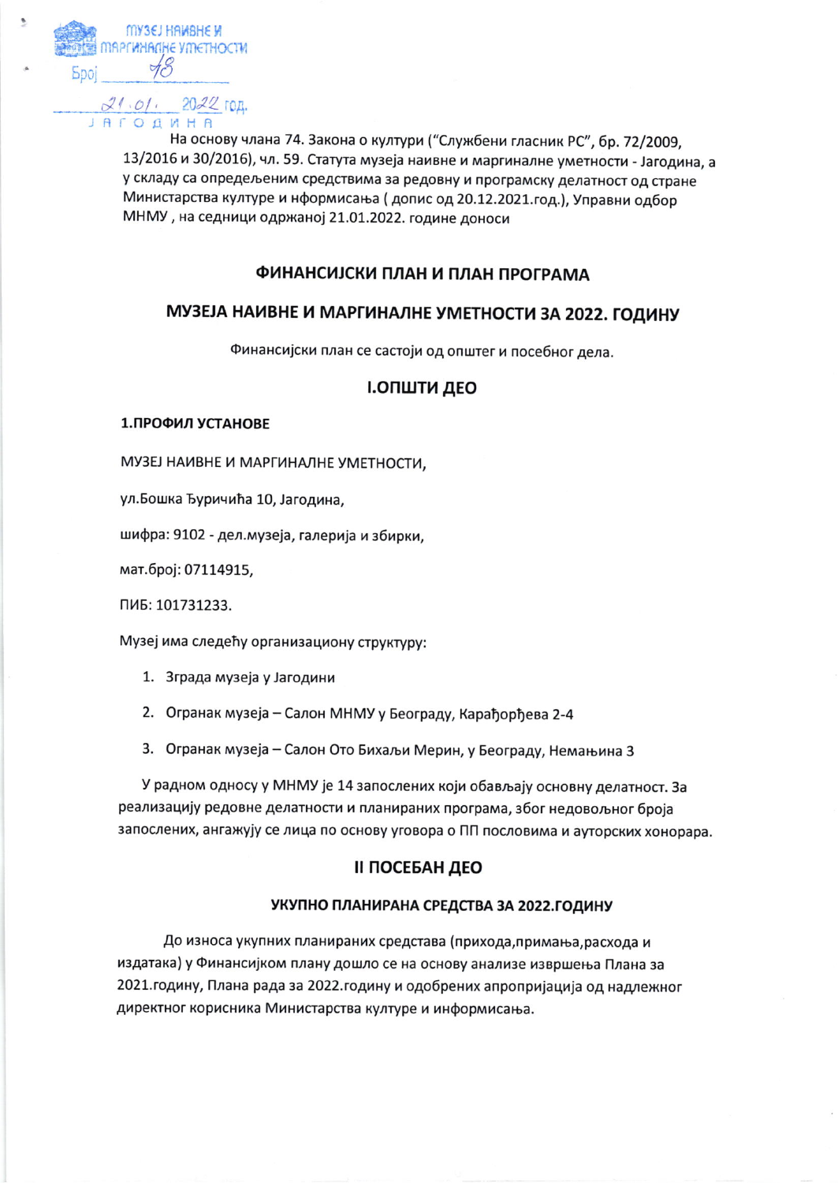МУЗЕЈ НАИВНЕ И МАРГИНАЛНЕ УМЕТНОСТИ
Број 48
21.01. 2022 год.
ЈАГОДИНА

На основу члана 74. Закона о култури ("Службени гласник РС", бр. 72/2009, 13/2016 и 30/2016), чл. 59. Статута музеја наивне и маргиналне уметности - Јагодина, а у складу са опредељеним средствима за редовну и програмску делатност од стране Министарства културе и нформисања ( допис од 20.12.2021.год.), Управни одбор МНМУ , на седници одржаној 21.01.2022. године доноси

# ФИНАНСИЈСКИ ПЛАН И ПЛАН ПРОГРАМА

# МУЗЕЈА НАИВНЕ И МАРГИНАЛНЕ УМЕТНОСТИ ЗА 2022. ГОДИНУ

Финансијски план се састоји од општег и посебног дела.

## I.ОПШТИ ДЕО

### 1.ПРОФИЛ УСТАНОВЕ

МУЗЕЈ НАИВНЕ И МАРГИНАЛНЕ УМЕТНОСТИ,

ул.Бошка Ђуричића 10, Јагодина,

шифра: 9102 - дел.музеја, галерија и збирки,

мат.број: 07114915,

ПИБ: 101731233.

Музеј има следећу организациону структуру:

1. Зграда музеја у Јагодини
2. Огранак музеја – Салон МНМУ у Београду, Карађорђева 2-4
3. Огранак музеја – Салон Ото Бихаљи Мерин, у Београду, Немањина 3

У радном односу у МНМУ је 14 запослених који обављају основну делатност. За реализацију редовне делатности и планираних програма, због недовољног броја запослених, ангажују се лица по основу уговора о ПП пословима и ауторских хонорара.

## II ПОСЕБАН ДЕО

### УКУПНО ПЛАНИРАНА СРЕДСТВА ЗА 2022.ГОДИНУ

До износа укупних планираних средстава (прихода,примања,расхода и издатака) у Финансијком плану дошло се на основу анализе извршења Плана за 2021.годину, Плана рада за 2022.годину и одобрених апропријација од надлежног директног корисника Министарства културе и информисања.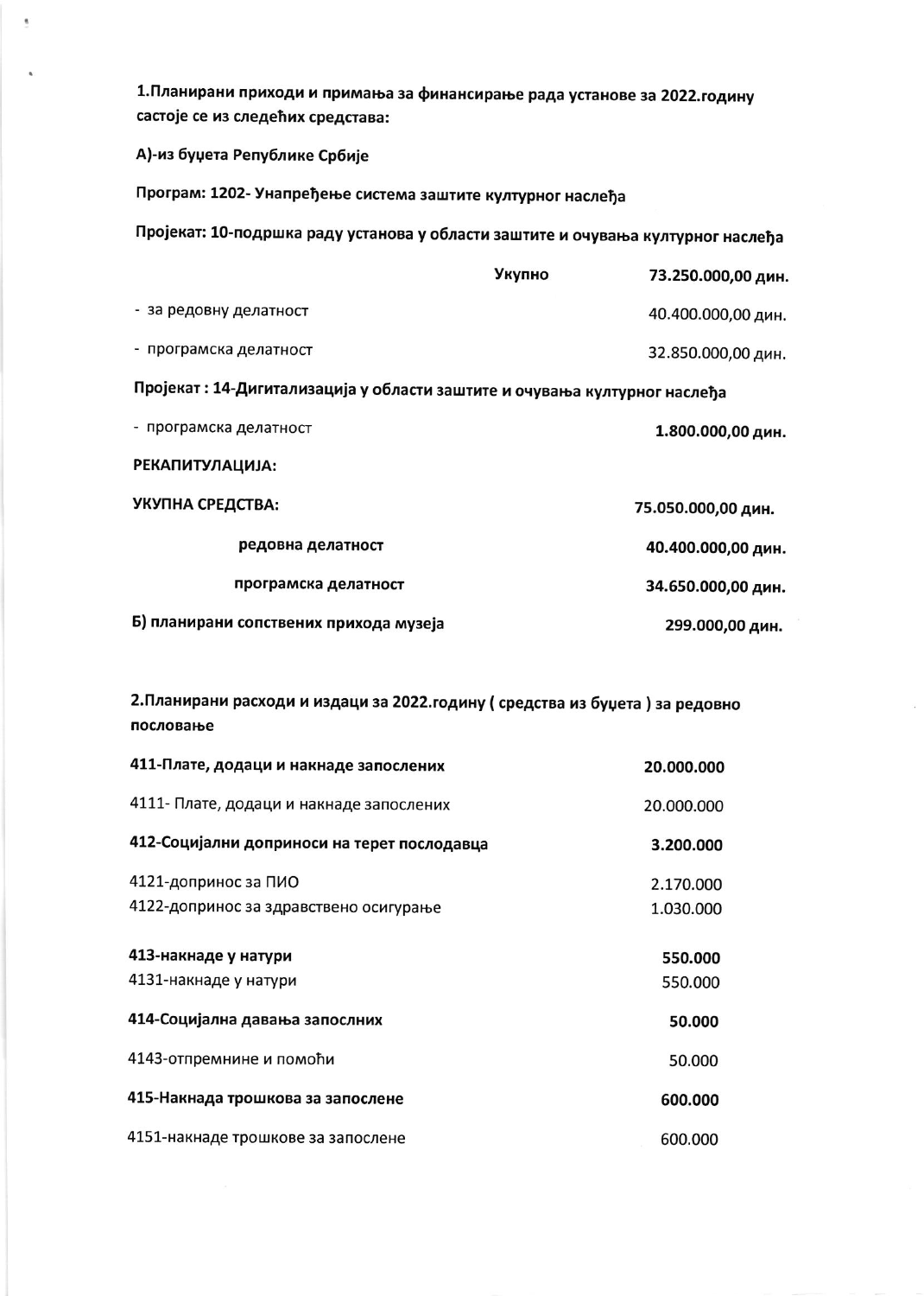**1.Планирани приходи и примања за финансирање рада установе за 2022.годину састоје се из следећих средстава:**

**А)-из буџета Републике Србије**

**Програм: 1202- Унапређење система заштите културног наслеђа**

**Пројекат: 10-подршка раду установа у области заштите и очувања културног наслеђа**

| | Укупно | 73.250.000,00 дин. |
|---|---|---|
| - за редовну делатност | | 40.400.000,00 дин. |
| - програмска делатност | | 32.850.000,00 дин. |

**Пројекат : 14-Дигитализација у области заштите и очувања културног наслеђа**

| | |
|---|---|
| - програмска делатност | **1.800.000,00 дин.** |

**РЕКАПИТУЛАЦИЈА:**

| | |
|---|---|
| **УКУПНА СРЕДСТВА:** | **75.050.000,00 дин.** |
| **редовна делатност** | **40.400.000,00 дин.** |
| **програмска делатност** | **34.650.000,00 дин.** |
| **Б) планирани сопствених прихода музеја** | **299.000,00 дин.** |

**2.Планирани расходи и издаци за 2022.годину ( средства из буџета ) за редовно пословање**

| | |
|---|---|
| **411-Плате, додаци и накнаде запослених** | **20.000.000** |
| 4111- Плате, додаци и накнаде запослених | 20.000.000 |
| **412-Социјални доприноси на терет послодавца** | **3.200.000** |
| 4121-допринос за ПИО | 2.170.000 |
| 4122-допринос за здравствено осигурање | 1.030.000 |
| **413-накнаде у натури** | **550.000** |
| 4131-накнаде у натури | 550.000 |
| **414-Социјална давања запослних** | **50.000** |
| 4143-отпремнине и помоћи | 50.000 |
| **415-Накнада трошкова за запослене** | **600.000** |
| 4151-накнаде трошкове за запослене | 600.000 |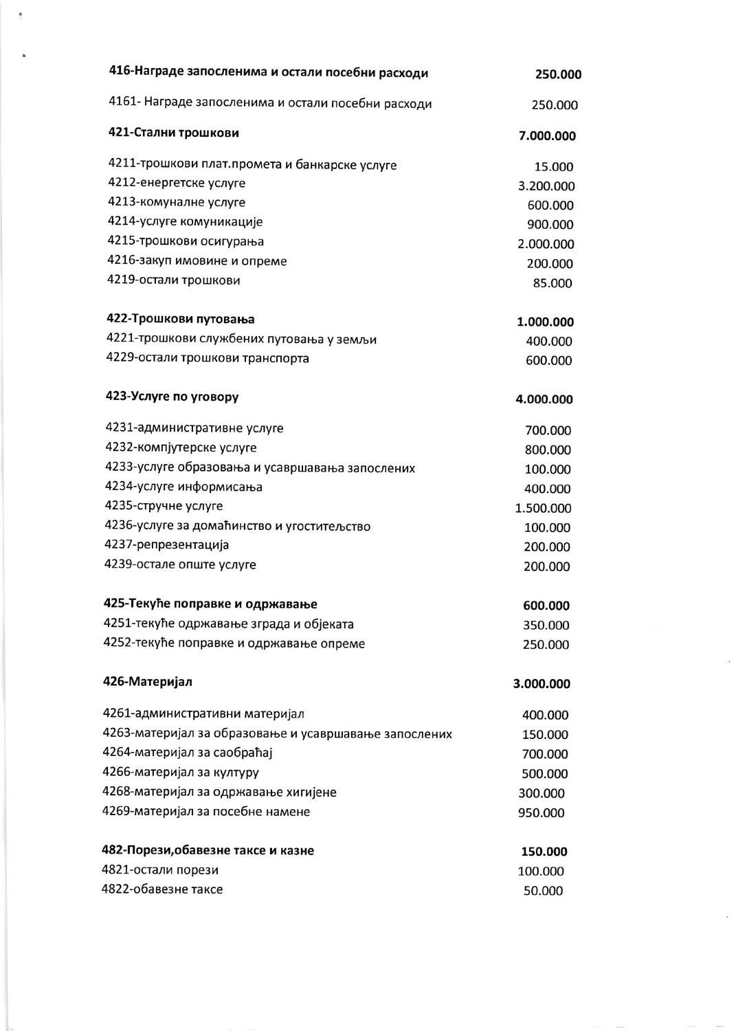| | |
|---|---|
| **416-Награде запосленима и остали посебни расходи** | **250.000** |
| 4161- Награде запосленима и остали посебни расходи | 250.000 |
| **421-Стални трошкови** | **7.000.000** |
| 4211-трошкови плат.промета и банкарске услуге | 15.000 |
| 4212-енергетске услуге | 3.200.000 |
| 4213-комуналне услуге | 600.000 |
| 4214-услуге комуникације | 900.000 |
| 4215-трошкови осигурања | 2.000.000 |
| 4216-закуп имовине и опреме | 200.000 |
| 4219-остали трошкови | 85.000 |
| **422-Трошкови путовања** | **1.000.000** |
| 4221-трошкови службених путовања у земљи | 400.000 |
| 4229-остали трошкови транспорта | 600.000 |
| **423-Услуге по уговору** | **4.000.000** |
| 4231-административне услуге | 700.000 |
| 4232-компјутерске услуге | 800.000 |
| 4233-услуге образовања и усавршавања запослених | 100.000 |
| 4234-услуге информисања | 400.000 |
| 4235-стручне услуге | 1.500.000 |
| 4236-услуге за домаћинство и угоститељство | 100.000 |
| 4237-репрезентација | 200.000 |
| 4239-остале опште услуге | 200.000 |
| **425-Текуће поправке и одржавање** | **600.000** |
| 4251-текуће одржавање зграда и објеката | 350.000 |
| 4252-текуће поправке и одржавање опреме | 250.000 |
| **426-Материјал** | **3.000.000** |
| 4261-административни материјал | 400.000 |
| 4263-материјал за образовање и усавршавање запослених | 150.000 |
| 4264-материјал за саобраћај | 700.000 |
| 4266-материјал за културу | 500.000 |
| 4268-материјал за одржавање хигијене | 300.000 |
| 4269-материјал за посебне намене | 950.000 |
| **482-Порези,обавезне таксе и казне** | **150.000** |
| 4821-остали порези | 100.000 |
| 4822-обавезне таксе | 50.000 |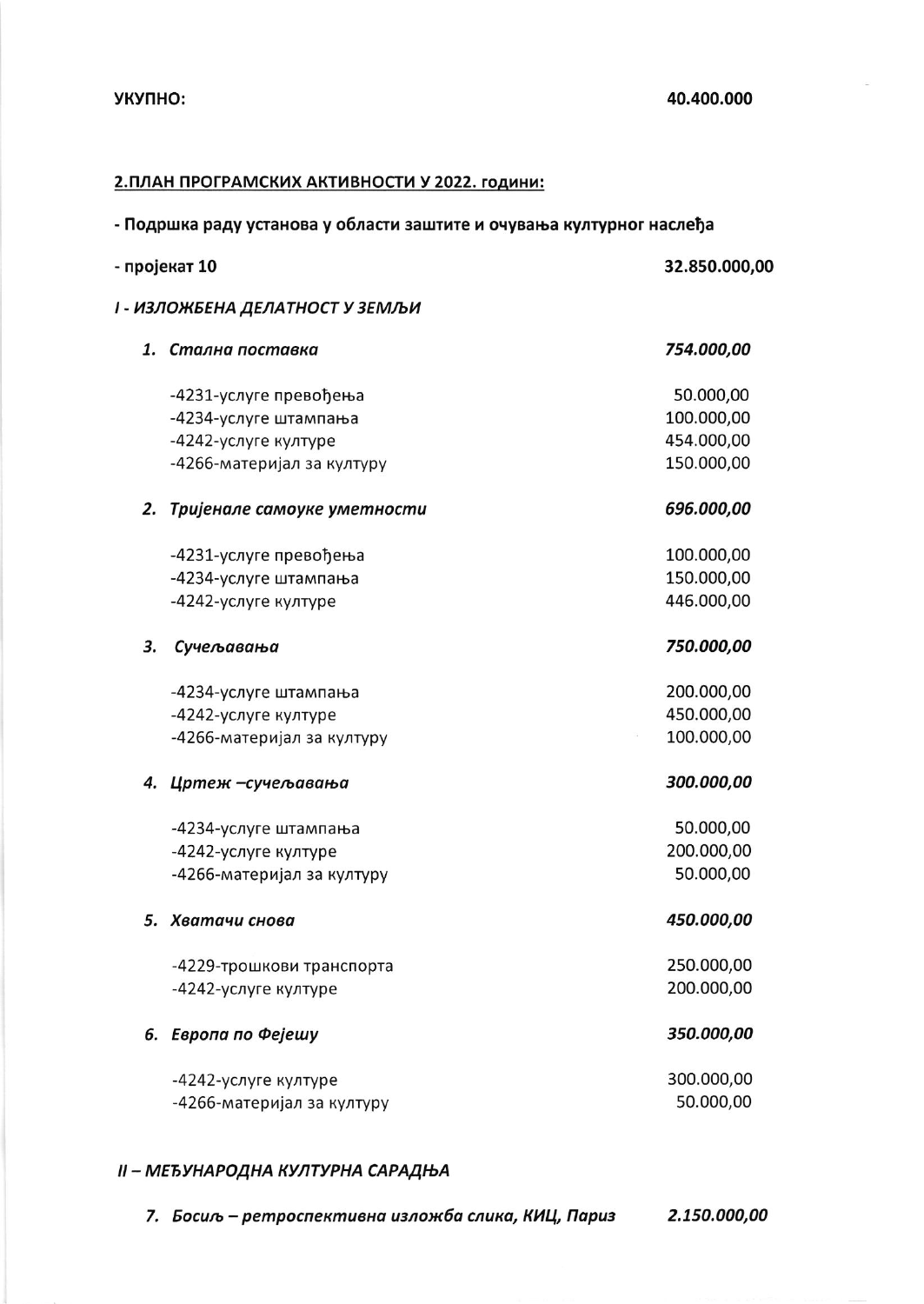**УКУПНО:** **40.400.000**

**2.ПЛАН ПРОГРАМСКИХ АКТИВНОСТИ У 2022. години:**

**- Подршка раду установа у области заштите и очувања културног наслеђа**

**- пројекат 10** **32.850.000,00**

***I - ИЗЛОЖБЕНА ДЕЛАТНОСТ У ЗЕМЉИ***

| | |
|---|---|
| ***1. Стална поставка*** | ***754.000,00*** |
| -4231-услуге превођења | 50.000,00 |
| -4234-услуге штампања | 100.000,00 |
| -4242-услуге културе | 454.000,00 |
| -4266-материјал за културу | 150.000,00 |
| ***2. Тријенале самоуке уметности*** | ***696.000,00*** |
| -4231-услуге превођења | 100.000,00 |
| -4234-услуге штампања | 150.000,00 |
| -4242-услуге културе | 446.000,00 |
| ***3. Сучељавања*** | ***750.000,00*** |
| -4234-услуге штампања | 200.000,00 |
| -4242-услуге културе | 450.000,00 |
| -4266-материјал за културу | 100.000,00 |
| ***4. Цртеж –сучељавања*** | ***300.000,00*** |
| -4234-услуге штампања | 50.000,00 |
| -4242-услуге културе | 200.000,00 |
| -4266-материјал за културу | 50.000,00 |
| ***5. Хватачи снова*** | ***450.000,00*** |
| -4229-трошкови транспорта | 250.000,00 |
| -4242-услуге културе | 200.000,00 |
| ***6. Европа по Фејешу*** | ***350.000,00*** |
| -4242-услуге културе | 300.000,00 |
| -4266-материјал за културу | 50.000,00 |

***II – МЕЂУНАРОДНА КУЛТУРНА САРАДЊА***

***7. Босиљ – ретроспективна изложба слика, КИЦ, Париз*** ***2.150.000,00***